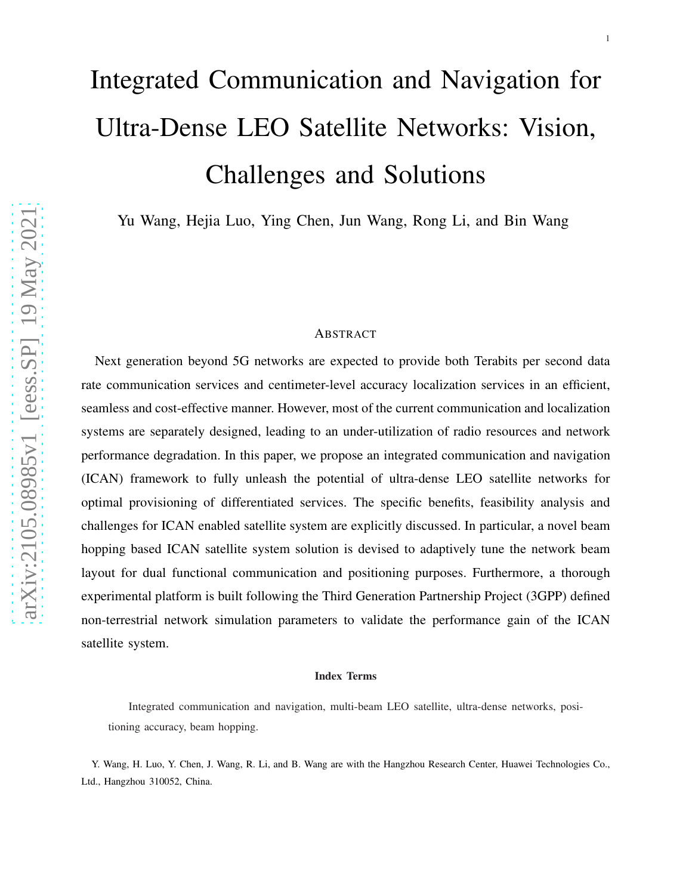# Integrated Communication and Navigation for Ultra-Dense LEO Satellite Networks: Vision, Challenges and Solutions

Yu Wang, Hejia Luo, Ying Chen, Jun Wang, Rong Li, and Bin Wang

## Abstract

Next generation beyond 5G networks are expected to provide both Terabits per second data rate communication services and centimeter-level accuracy localization services in an efficient, seamless and cost-effective manner. However, most of the current communication and localization systems are separately designed, leading to an under-utilization of radio resources and network performance degradation. In this paper, we propose an integrated communication and navigation (ICAN) framework to fully unleash the potential of ultra-dense LEO satellite networks for optimal provisioning of differentiated services. The specific benefits, feasibility analysis and challenges for ICAN enabled satellite system are explicitly discussed. In particular, a novel beam hopping based ICAN satellite system solution is devised to adaptively tune the network beam layout for dual functional communication and positioning purposes. Furthermore, a thorough experimental platform is built following the Third Generation Partnership Project (3GPP) defined non-terrestrial network simulation parameters to validate the performance gain of the ICAN satellite system.

#### Index Terms

Integrated communication and navigation, multi-beam LEO satellite, ultra-dense networks, positioning accuracy, beam hopping.

Y. Wang, H. Luo, Y. Chen, J. Wang, R. Li, and B. Wang are with the Hangzhou Research Center, Huawei Technologies Co., Ltd., Hangzhou 310052, China.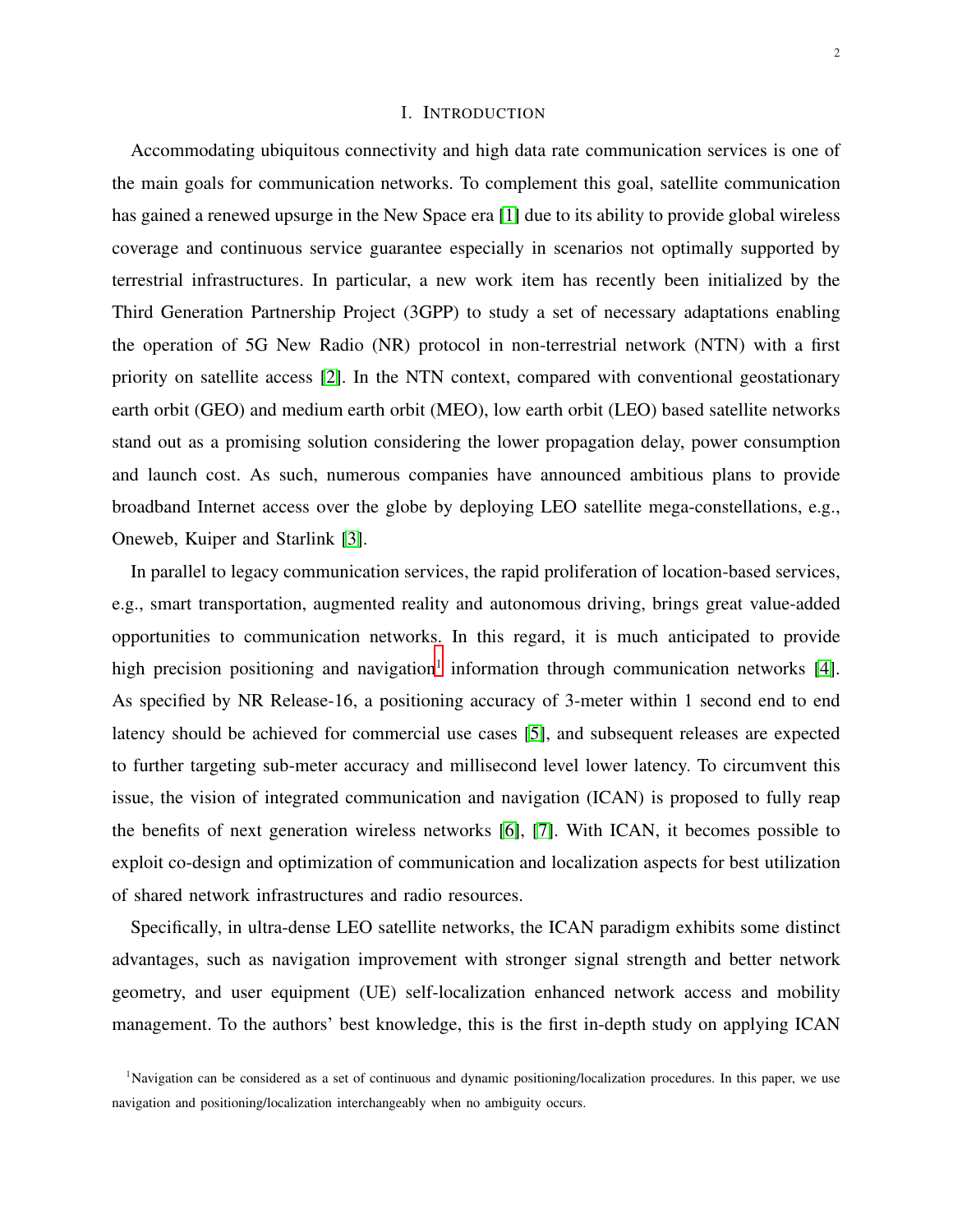# I. INTRODUCTION

Accommodating ubiquitous connectivity and high data rate communication services is one of the main goals for communication networks. To complement this goal, satellite communication has gained a renewed upsurge in the New Space era [1] due to its ability to provide global wireless coverage and continuous service guarantee especially in scenarios not optimally supported by terrestrial infrastructures. In particular, a new work item has recently been initialized by the Third Generation Partnership Project (3GPP) to study a set of necessary adaptations enabling the operation of 5G New Radio (NR) protocol in non-terrestrial network (NTN) with a first priority on satellite access [2]. In the NTN context, compared with conventional geostationary earth orbit (GEO) and medium earth orbit (MEO), low earth orbit (LEO) based satellite networks stand out as a promising solution considering the lower propagation delay, power consumption and launch cost. As such, numerous companies have announced ambitious plans to provide broadband Internet access over the globe by deploying LEO satellite mega-constellations, e.g., Oneweb, Kuiper and Starlink [3].

In parallel to legacy communication services, the rapid proliferation of location-based services, e.g., smart transportation, augmented reality and autonomous driving, brings great value-added opportunities to communication networks. In this regard, it is much anticipated to provide high precision positioning and navigation[1] information through communication networks [4]. As specified by NR Release-16, a positioning accuracy of 3-meter within 1 second end to end latency should be achieved for commercial use cases [5], and subsequent releases are expected to further targeting sub-meter accuracy and millisecond level lower latency. To circumvent this issue, the vision of integrated communication and navigation (ICAN) is proposed to fully reap the benefits of next generation wireless networks [6], [7]. With ICAN, it becomes possible to exploit co-design and optimization of communication and localization aspects for best utilization of shared network infrastructures and radio resources.

Specifically, in ultra-dense LEO satellite networks, the ICAN paradigm exhibits some distinct advantages, such as navigation improvement with stronger signal strength and better network geometry, and user equipment (UE) self-localization enhanced network access and mobility management. To the authors' best knowledge, this is the first in-depth study on applying ICAN

[1] Navigation can be considered as a set of continuous and dynamic positioning/localization procedures. In this paper, we use navigation and positioning/localization interchangeably when no ambiguity occurs.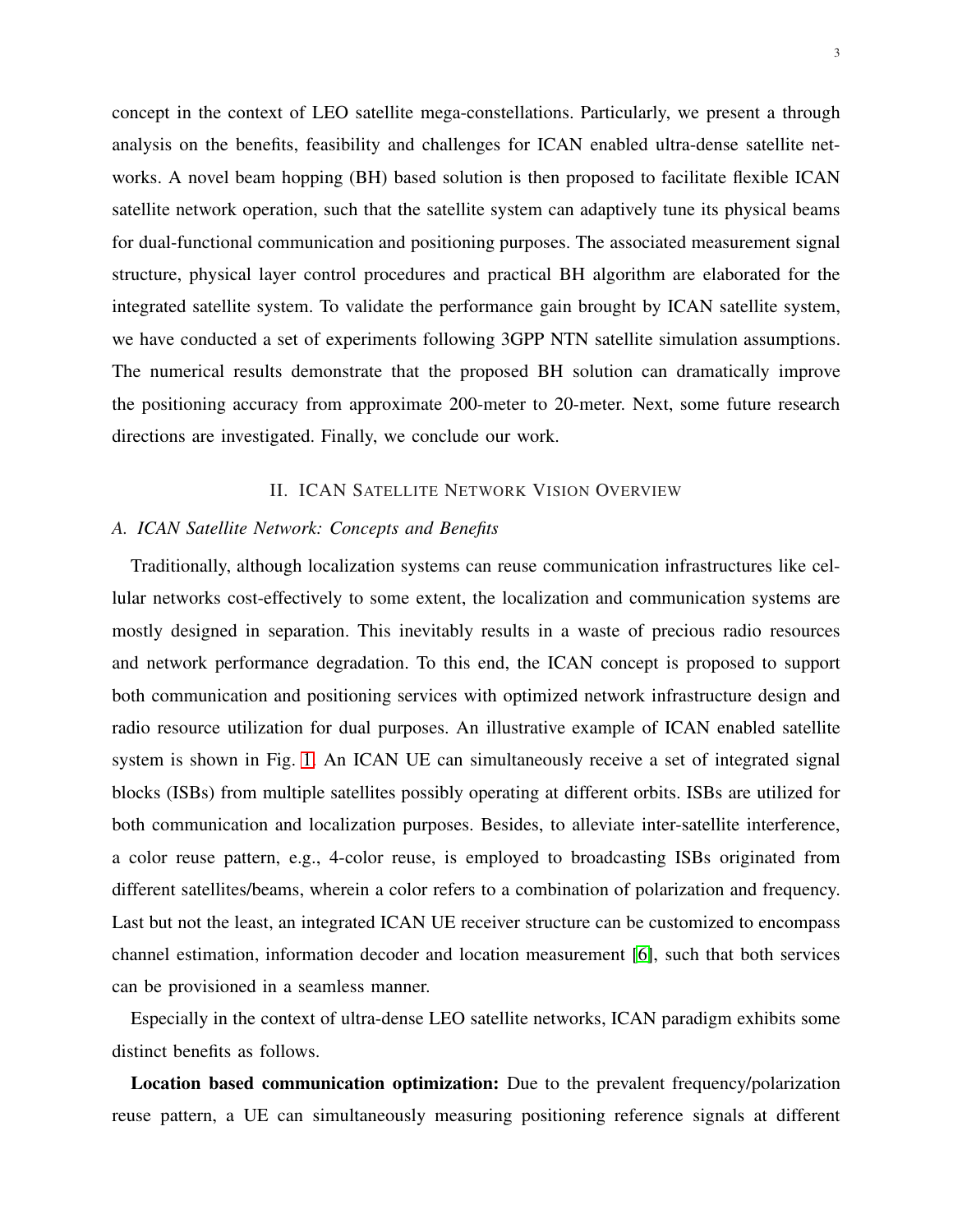concept in the context of LEO satellite mega-constellations. Particularly, we present a through analysis on the benefits, feasibility and challenges for ICAN enabled ultra-dense satellite networks. A novel beam hopping (BH) based solution is then proposed to facilitate flexible ICAN satellite network operation, such that the satellite system can adaptively tune its physical beams for dual-functional communication and positioning purposes. The associated measurement signal structure, physical layer control procedures and practical BH algorithm are elaborated for the integrated satellite system. To validate the performance gain brought by ICAN satellite system, we have conducted a set of experiments following 3GPP NTN satellite simulation assumptions. The numerical results demonstrate that the proposed BH solution can dramatically improve the positioning accuracy from approximate 200-meter to 20-meter. Next, some future research directions are investigated. Finally, we conclude our work.

## II. ICAN Satellite Network Vision Overview

### *A. ICAN Satellite Network: Concepts and Benefits*

Traditionally, although localization systems can reuse communication infrastructures like cellular networks cost-effectively to some extent, the localization and communication systems are mostly designed in separation. This inevitably results in a waste of precious radio resources and network performance degradation. To this end, the ICAN concept is proposed to support both communication and positioning services with optimized network infrastructure design and radio resource utilization for dual purposes. An illustrative example of ICAN enabled satellite system is shown in Fig. 1. An ICAN UE can simultaneously receive a set of integrated signal blocks (ISBs) from multiple satellites possibly operating at different orbits. ISBs are utilized for both communication and localization purposes. Besides, to alleviate inter-satellite interference, a color reuse pattern, e.g., 4-color reuse, is employed to broadcasting ISBs originated from different satellites/beams, wherein a color refers to a combination of polarization and frequency. Last but not the least, an integrated ICAN UE receiver structure can be customized to encompass channel estimation, information decoder and location measurement [6], such that both services can be provisioned in a seamless manner.

Especially in the context of ultra-dense LEO satellite networks, ICAN paradigm exhibits some distinct benefits as follows.

**Location based communication optimization:** Due to the prevalent frequency/polarization reuse pattern, a UE can simultaneously measuring positioning reference signals at different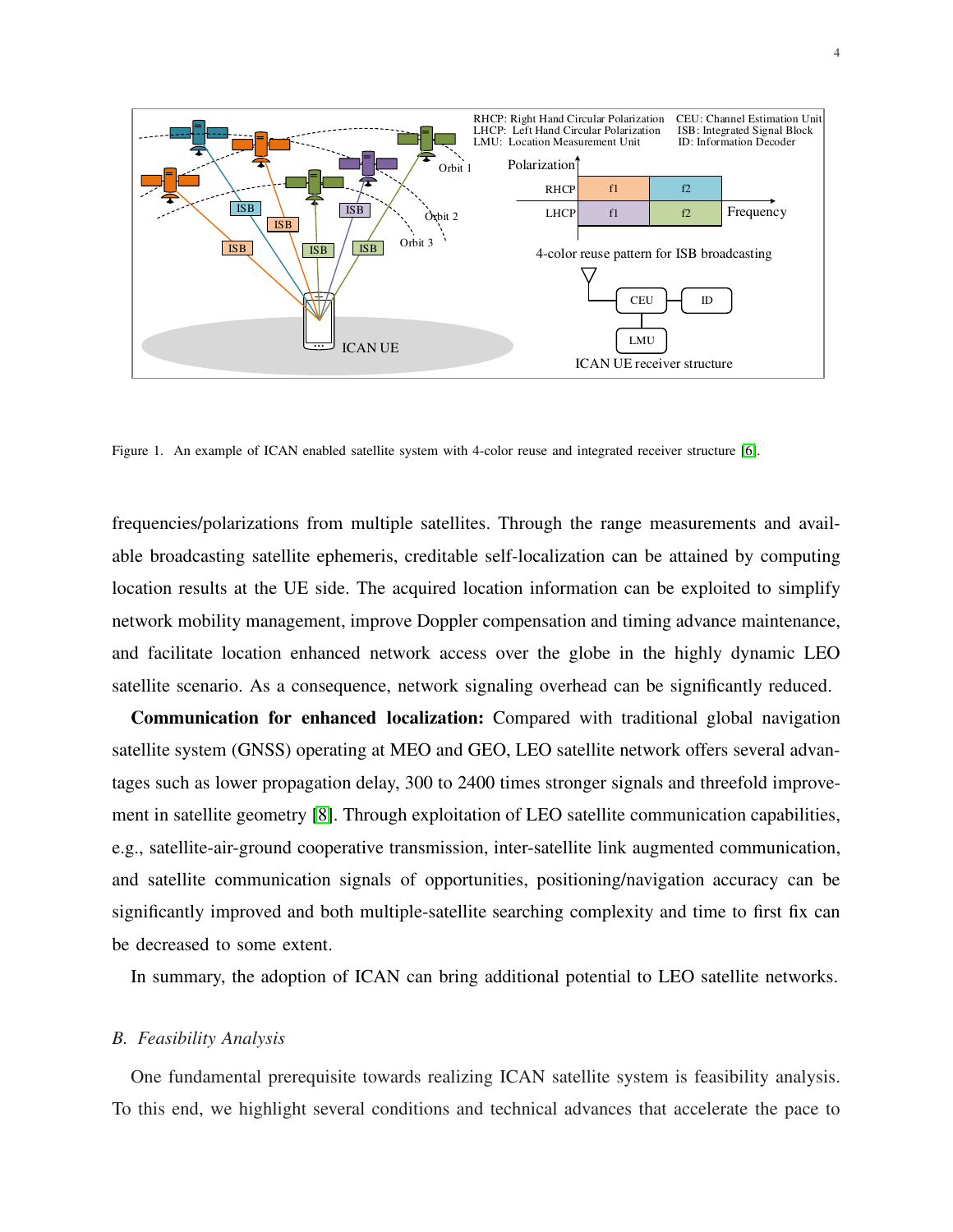Figure 1. An example of ICAN enabled satellite system with 4-color reuse and integrated receiver structure [6].

frequencies/polarizations from multiple satellites. Through the range measurements and available broadcasting satellite ephemeris, creditable self-localization can be attained by computing location results at the UE side. The acquired location information can be exploited to simplify network mobility management, improve Doppler compensation and timing advance maintenance, and facilitate location enhanced network access over the globe in the highly dynamic LEO satellite scenario. As a consequence, network signaling overhead can be significantly reduced.

**Communication for enhanced localization:** Compared with traditional global navigation satellite system (GNSS) operating at MEO and GEO, LEO satellite network offers several advantages such as lower propagation delay, 300 to 2400 times stronger signals and threefold improvement in satellite geometry [8]. Through exploitation of LEO satellite communication capabilities, e.g., satellite-air-ground cooperative transmission, inter-satellite link augmented communication, and satellite communication signals of opportunities, positioning/navigation accuracy can be significantly improved and both multiple-satellite searching complexity and time to first fix can be decreased to some extent.

In summary, the adoption of ICAN can bring additional potential to LEO satellite networks.

### *B. Feasibility Analysis*

One fundamental prerequisite towards realizing ICAN satellite system is feasibility analysis. To this end, we highlight several conditions and technical advances that accelerate the pace to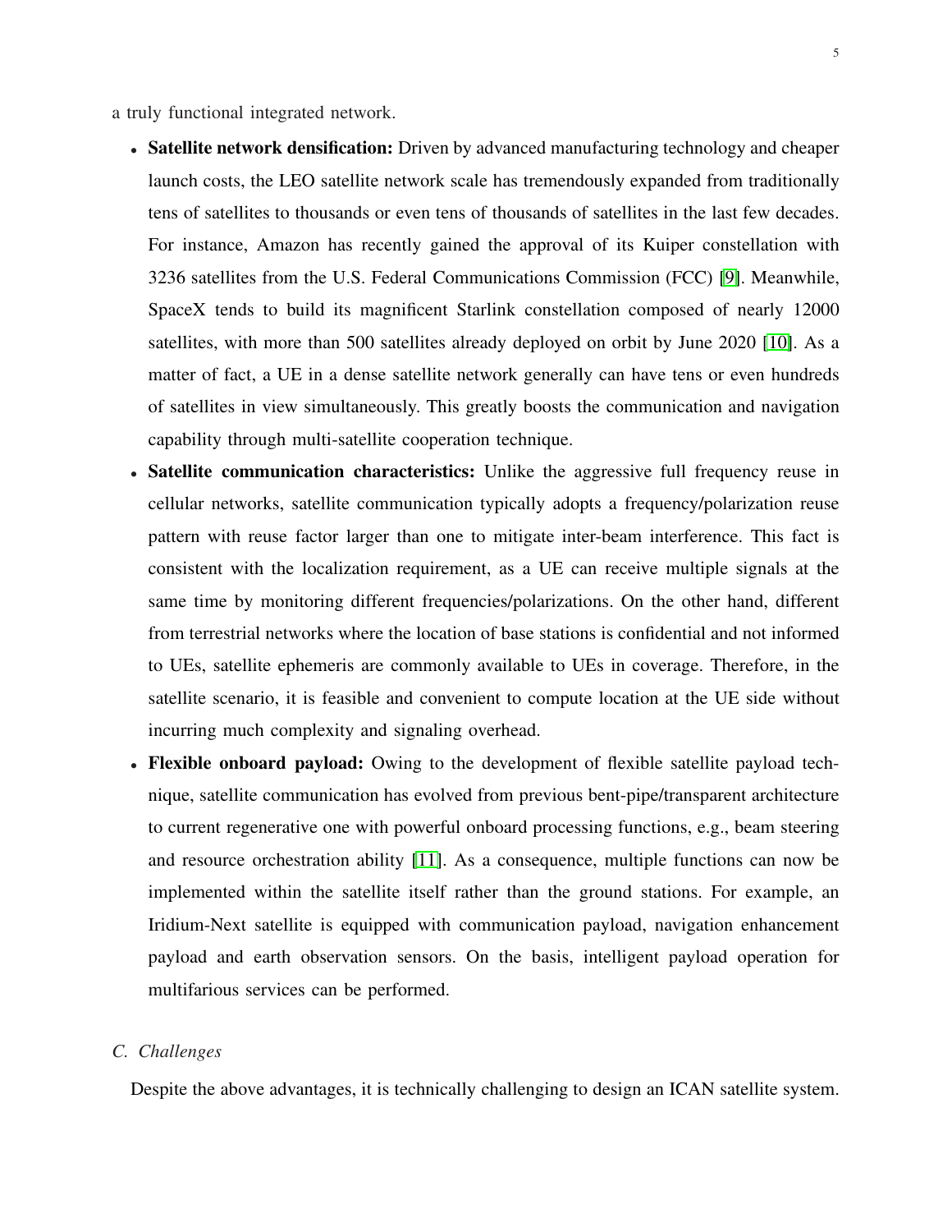a truly functional integrated network.

- **Satellite network densification:** Driven by advanced manufacturing technology and cheaper launch costs, the LEO satellite network scale has tremendously expanded from traditionally tens of satellites to thousands or even tens of thousands of satellites in the last few decades. For instance, Amazon has recently gained the approval of its Kuiper constellation with 3236 satellites from the U.S. Federal Communications Commission (FCC) [9]. Meanwhile, SpaceX tends to build its magnificent Starlink constellation composed of nearly 12000 satellites, with more than 500 satellites already deployed on orbit by June 2020 [10]. As a matter of fact, a UE in a dense satellite network generally can have tens or even hundreds of satellites in view simultaneously. This greatly boosts the communication and navigation capability through multi-satellite cooperation technique.
- **Satellite communication characteristics:** Unlike the aggressive full frequency reuse in cellular networks, satellite communication typically adopts a frequency/polarization reuse pattern with reuse factor larger than one to mitigate inter-beam interference. This fact is consistent with the localization requirement, as a UE can receive multiple signals at the same time by monitoring different frequencies/polarizations. On the other hand, different from terrestrial networks where the location of base stations is confidential and not informed to UEs, satellite ephemeris are commonly available to UEs in coverage. Therefore, in the satellite scenario, it is feasible and convenient to compute location at the UE side without incurring much complexity and signaling overhead.
- **Flexible onboard payload:** Owing to the development of flexible satellite payload technique, satellite communication has evolved from previous bent-pipe/transparent architecture to current regenerative one with powerful onboard processing functions, e.g., beam steering and resource orchestration ability [11]. As a consequence, multiple functions can now be implemented within the satellite itself rather than the ground stations. For example, an Iridium-Next satellite is equipped with communication payload, navigation enhancement payload and earth observation sensors. On the basis, intelligent payload operation for multifarious services can be performed.

### *C. Challenges*

Despite the above advantages, it is technically challenging to design an ICAN satellite system.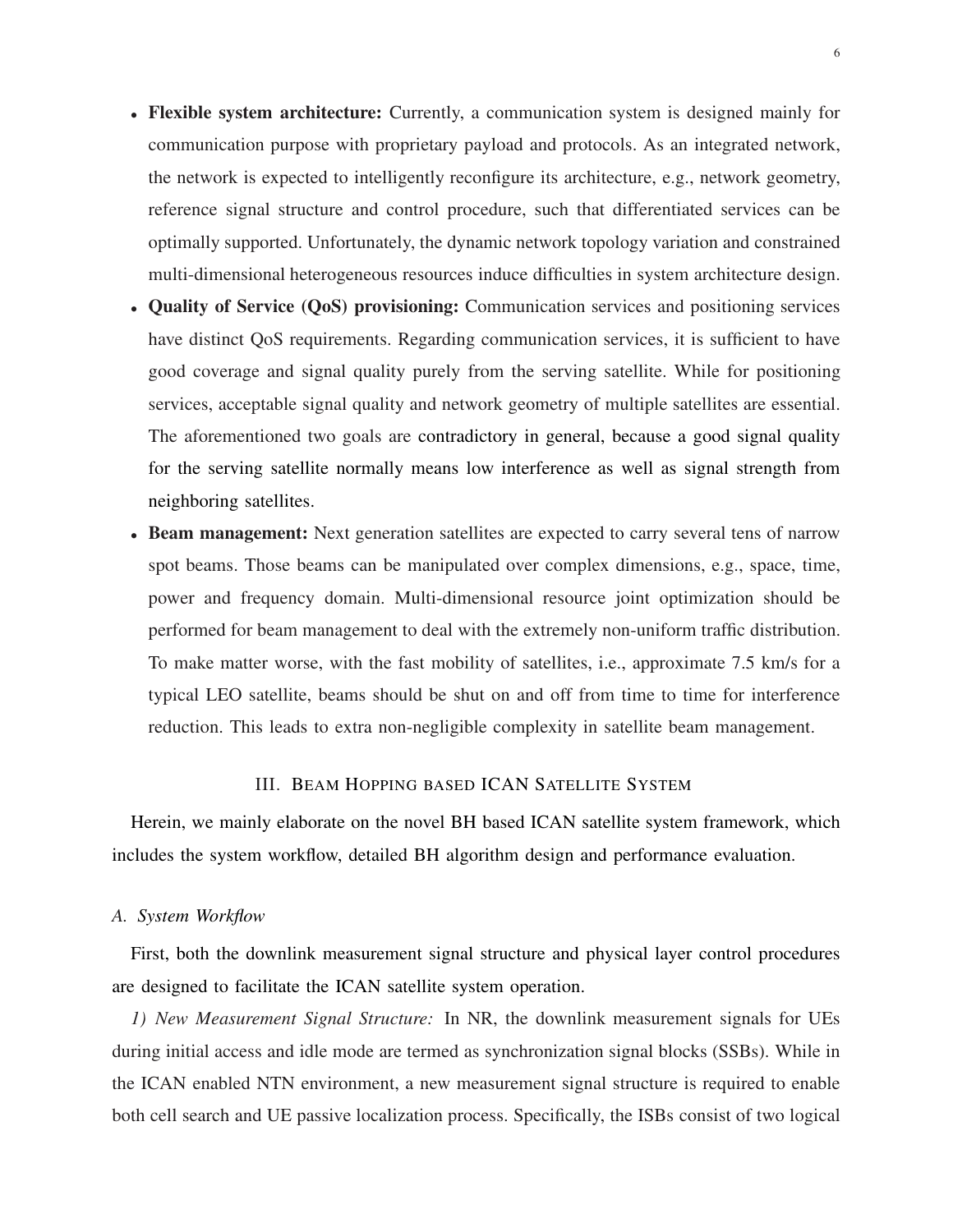- **Flexible system architecture:** Currently, a communication system is designed mainly for communication purpose with proprietary payload and protocols. As an integrated network, the network is expected to intelligently reconfigure its architecture, e.g., network geometry, reference signal structure and control procedure, such that differentiated services can be optimally supported. Unfortunately, the dynamic network topology variation and constrained multi-dimensional heterogeneous resources induce difficulties in system architecture design.
- **Quality of Service (QoS) provisioning:** Communication services and positioning services have distinct QoS requirements. Regarding communication services, it is sufficient to have good coverage and signal quality purely from the serving satellite. While for positioning services, acceptable signal quality and network geometry of multiple satellites are essential. The aforementioned two goals are contradictory in general, because a good signal quality for the serving satellite normally means low interference as well as signal strength from neighboring satellites.
- **Beam management:** Next generation satellites are expected to carry several tens of narrow spot beams. Those beams can be manipulated over complex dimensions, e.g., space, time, power and frequency domain. Multi-dimensional resource joint optimization should be performed for beam management to deal with the extremely non-uniform traffic distribution. To make matter worse, with the fast mobility of satellites, i.e., approximate 7.5 km/s for a typical LEO satellite, beams should be shut on and off from time to time for interference reduction. This leads to extra non-negligible complexity in satellite beam management.

## III. Beam Hopping based ICAN Satellite System

Herein, we mainly elaborate on the novel BH based ICAN satellite system framework, which includes the system workflow, detailed BH algorithm design and performance evaluation.

### A. System Workflow

First, both the downlink measurement signal structure and physical layer control procedures are designed to facilitate the ICAN satellite system operation.

*1) New Measurement Signal Structure:* In NR, the downlink measurement signals for UEs during initial access and idle mode are termed as synchronization signal blocks (SSBs). While in the ICAN enabled NTN environment, a new measurement signal structure is required to enable both cell search and UE passive localization process. Specifically, the ISBs consist of two logical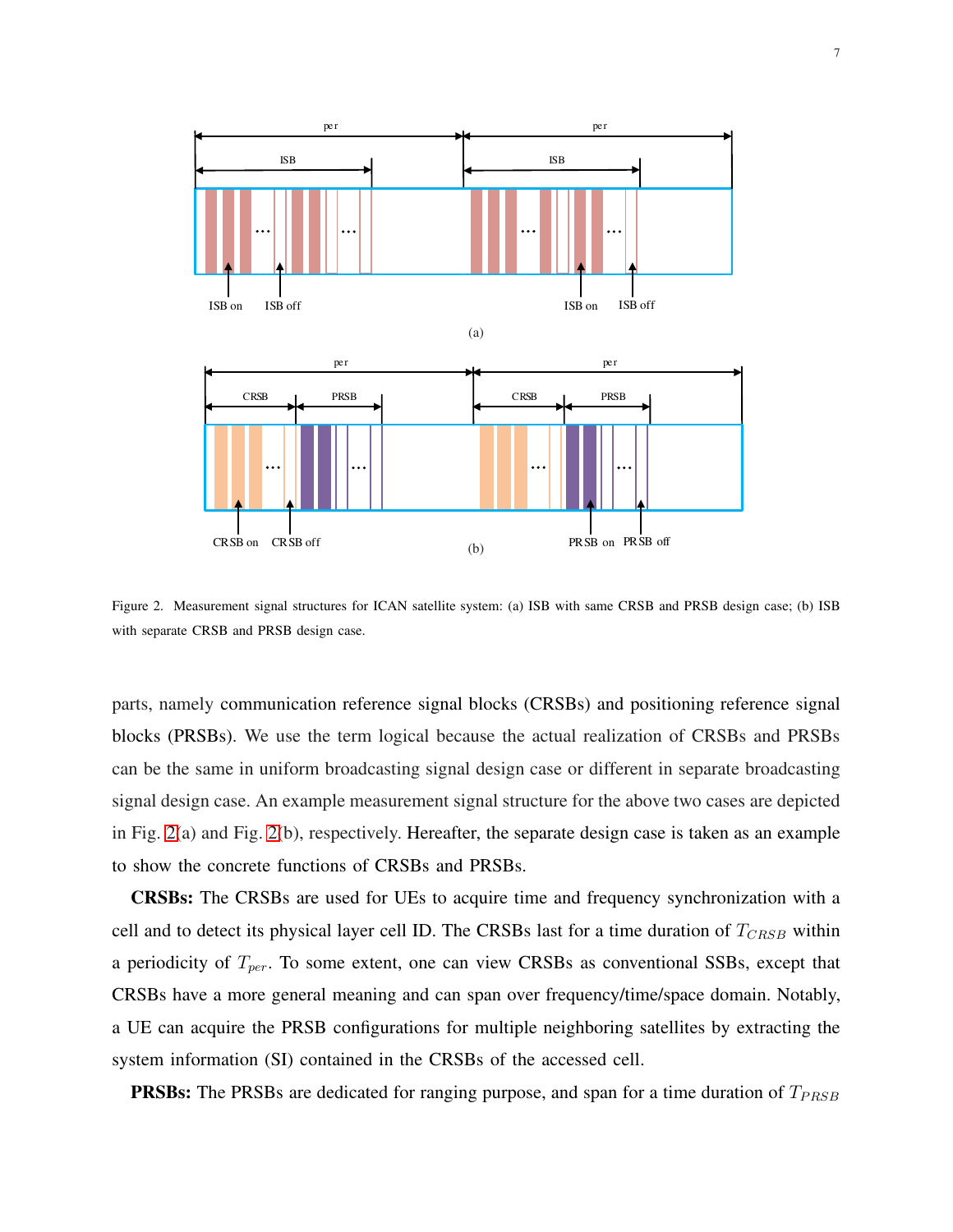Figure 2. Measurement signal structures for ICAN satellite system: (a) ISB with same CRSB and PRSB design case; (b) ISB with separate CRSB and PRSB design case.

parts, namely communication reference signal blocks (CRSBs) and positioning reference signal blocks (PRSBs). We use the term logical because the actual realization of CRSBs and PRSBs can be the same in uniform broadcasting signal design case or different in separate broadcasting signal design case. An example measurement signal structure for the above two cases are depicted in Fig. 2(a) and Fig. 2(b), respectively. Hereafter, the separate design case is taken as an example to show the concrete functions of CRSBs and PRSBs.

**CRSBs:** The CRSBs are used for UEs to acquire time and frequency synchronization with a cell and to detect its physical layer cell ID. The CRSBs last for a time duration of $T_{CRSB}$ within a periodicity of $T_{per}$. To some extent, one can view CRSBs as conventional SSBs, except that CRSBs have a more general meaning and can span over frequency/time/space domain. Notably, a UE can acquire the PRSB configurations for multiple neighboring satellites by extracting the system information (SI) contained in the CRSBs of the accessed cell.

**PRSBs:** The PRSBs are dedicated for ranging purpose, and span for a time duration of $T_{PRSB}$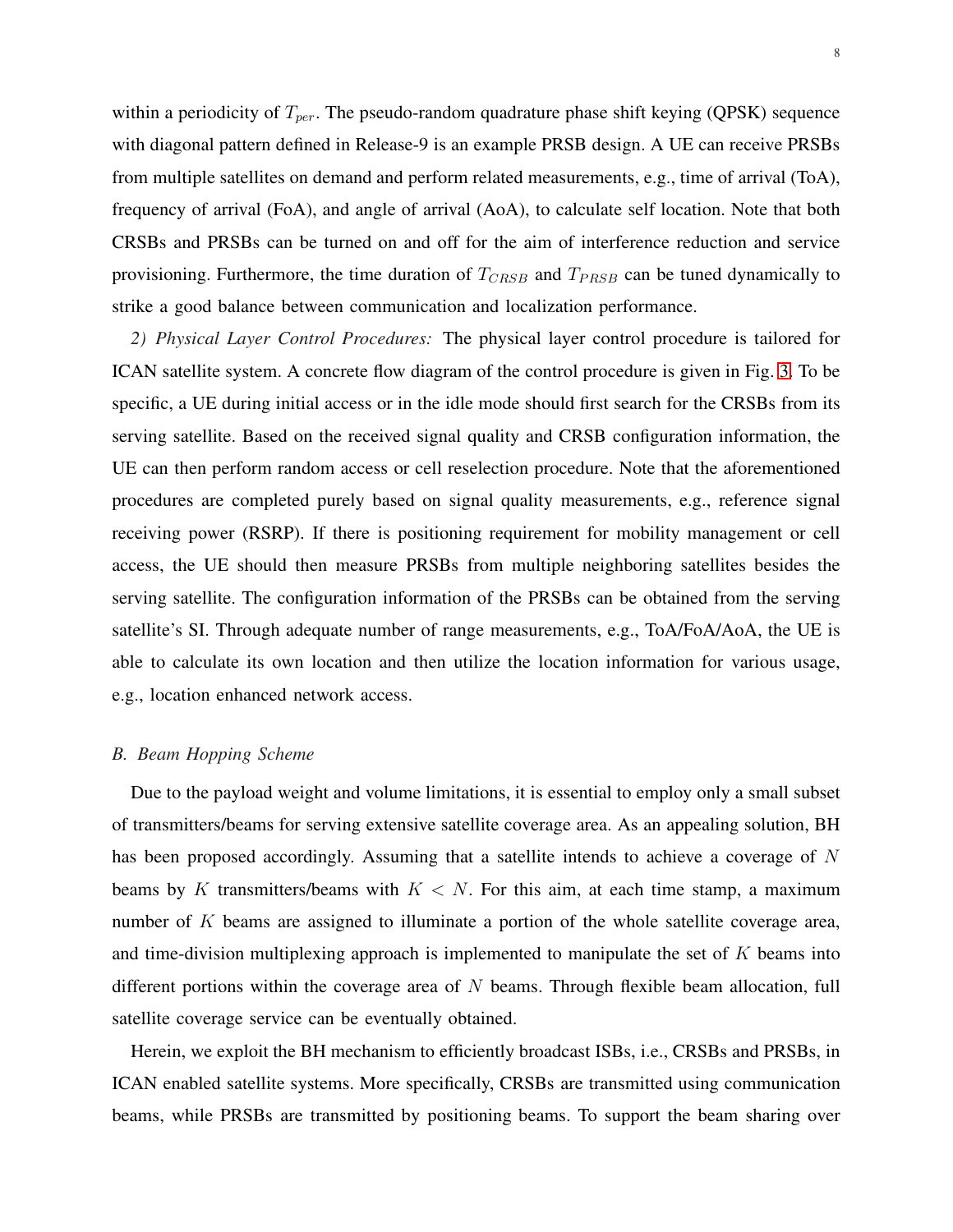within a periodicity of $T_{per}$. The pseudo-random quadrature phase shift keying (QPSK) sequence with diagonal pattern defined in Release-9 is an example PRSB design. A UE can receive PRSBs from multiple satellites on demand and perform related measurements, e.g., time of arrival (ToA), frequency of arrival (FoA), and angle of arrival (AoA), to calculate self location. Note that both CRSBs and PRSBs can be turned on and off for the aim of interference reduction and service provisioning. Furthermore, the time duration of $T_{CRSB}$ and $T_{PRSB}$ can be tuned dynamically to strike a good balance between communication and localization performance.

*2) Physical Layer Control Procedures:* The physical layer control procedure is tailored for ICAN satellite system. A concrete flow diagram of the control procedure is given in Fig. 3. To be specific, a UE during initial access or in the idle mode should first search for the CRSBs from its serving satellite. Based on the received signal quality and CRSB configuration information, the UE can then perform random access or cell reselection procedure. Note that the aforementioned procedures are completed purely based on signal quality measurements, e.g., reference signal receiving power (RSRP). If there is positioning requirement for mobility management or cell access, the UE should then measure PRSBs from multiple neighboring satellites besides the serving satellite. The configuration information of the PRSBs can be obtained from the serving satellite's SI. Through adequate number of range measurements, e.g., ToA/FoA/AoA, the UE is able to calculate its own location and then utilize the location information for various usage, e.g., location enhanced network access.

### *B. Beam Hopping Scheme*

Due to the payload weight and volume limitations, it is essential to employ only a small subset of transmitters/beams for serving extensive satellite coverage area. As an appealing solution, BH has been proposed accordingly. Assuming that a satellite intends to achieve a coverage of $N$ beams by $K$ transmitters/beams with $K < N$. For this aim, at each time stamp, a maximum number of $K$ beams are assigned to illuminate a portion of the whole satellite coverage area, and time-division multiplexing approach is implemented to manipulate the set of $K$ beams into different portions within the coverage area of $N$ beams. Through flexible beam allocation, full satellite coverage service can be eventually obtained.

Herein, we exploit the BH mechanism to efficiently broadcast ISBs, i.e., CRSBs and PRSBs, in ICAN enabled satellite systems. More specifically, CRSBs are transmitted using communication beams, while PRSBs are transmitted by positioning beams. To support the beam sharing over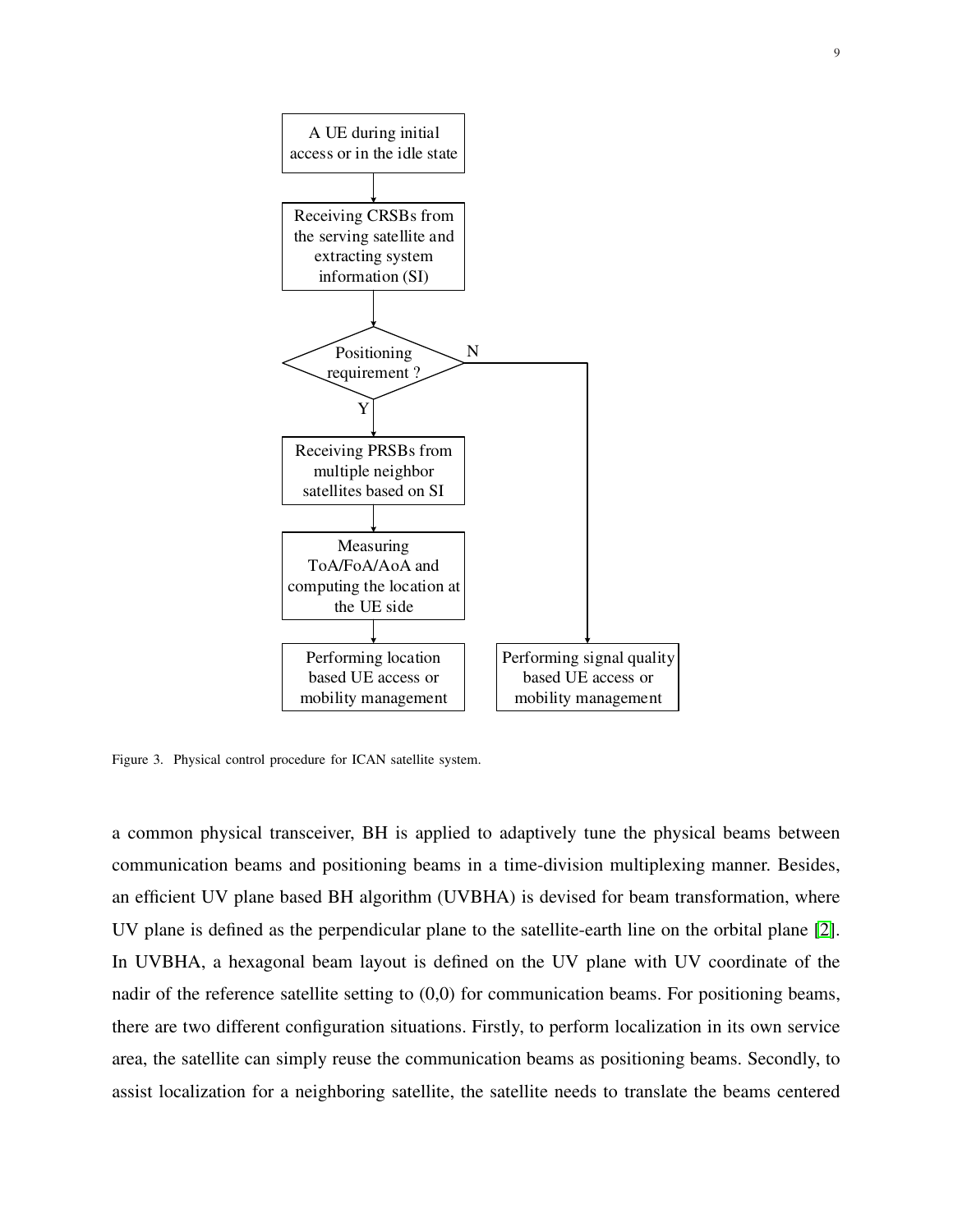Figure 3. Physical control procedure for ICAN satellite system.

a common physical transceiver, BH is applied to adaptively tune the physical beams between communication beams and positioning beams in a time-division multiplexing manner. Besides, an efficient UV plane based BH algorithm (UVBHA) is devised for beam transformation, where UV plane is defined as the perpendicular plane to the satellite-earth line on the orbital plane [2]. In UVBHA, a hexagonal beam layout is defined on the UV plane with UV coordinate of the nadir of the reference satellite setting to (0,0) for communication beams. For positioning beams, there are two different configuration situations. Firstly, to perform localization in its own service area, the satellite can simply reuse the communication beams as positioning beams. Secondly, to assist localization for a neighboring satellite, the satellite needs to translate the beams centered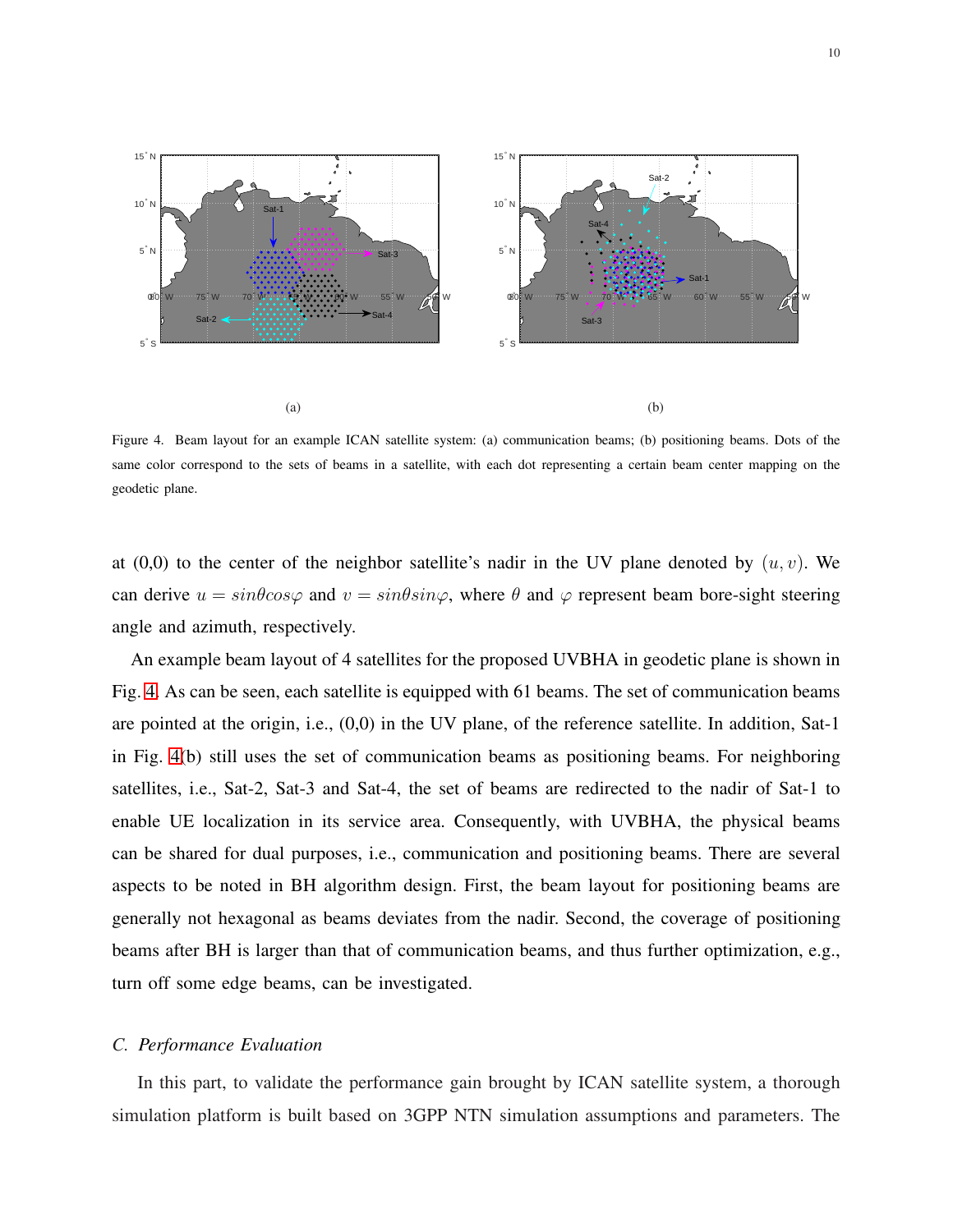(a)

(b)

Figure 4. Beam layout for an example ICAN satellite system: (a) communication beams; (b) positioning beams. Dots of the same color correspond to the sets of beams in a satellite, with each dot representing a certain beam center mapping on the geodetic plane.

at (0,0) to the center of the neighbor satellite's nadir in the UV plane denoted by $(u, v)$. We can derive $u = sin\theta cos\varphi$ and $v = sin\theta sin\varphi$, where $\theta$ and $\varphi$ represent beam bore-sight steering angle and azimuth, respectively.

An example beam layout of 4 satellites for the proposed UVBHA in geodetic plane is shown in Fig. 4. As can be seen, each satellite is equipped with 61 beams. The set of communication beams are pointed at the origin, i.e., (0,0) in the UV plane, of the reference satellite. In addition, Sat-1 in Fig. 4(b) still uses the set of communication beams as positioning beams. For neighboring satellites, i.e., Sat-2, Sat-3 and Sat-4, the set of beams are redirected to the nadir of Sat-1 to enable UE localization in its service area. Consequently, with UVBHA, the physical beams can be shared for dual purposes, i.e., communication and positioning beams. There are several aspects to be noted in BH algorithm design. First, the beam layout for positioning beams are generally not hexagonal as beams deviates from the nadir. Second, the coverage of positioning beams after BH is larger than that of communication beams, and thus further optimization, e.g., turn off some edge beams, can be investigated.

### *C. Performance Evaluation*

In this part, to validate the performance gain brought by ICAN satellite system, a thorough simulation platform is built based on 3GPP NTN simulation assumptions and parameters. The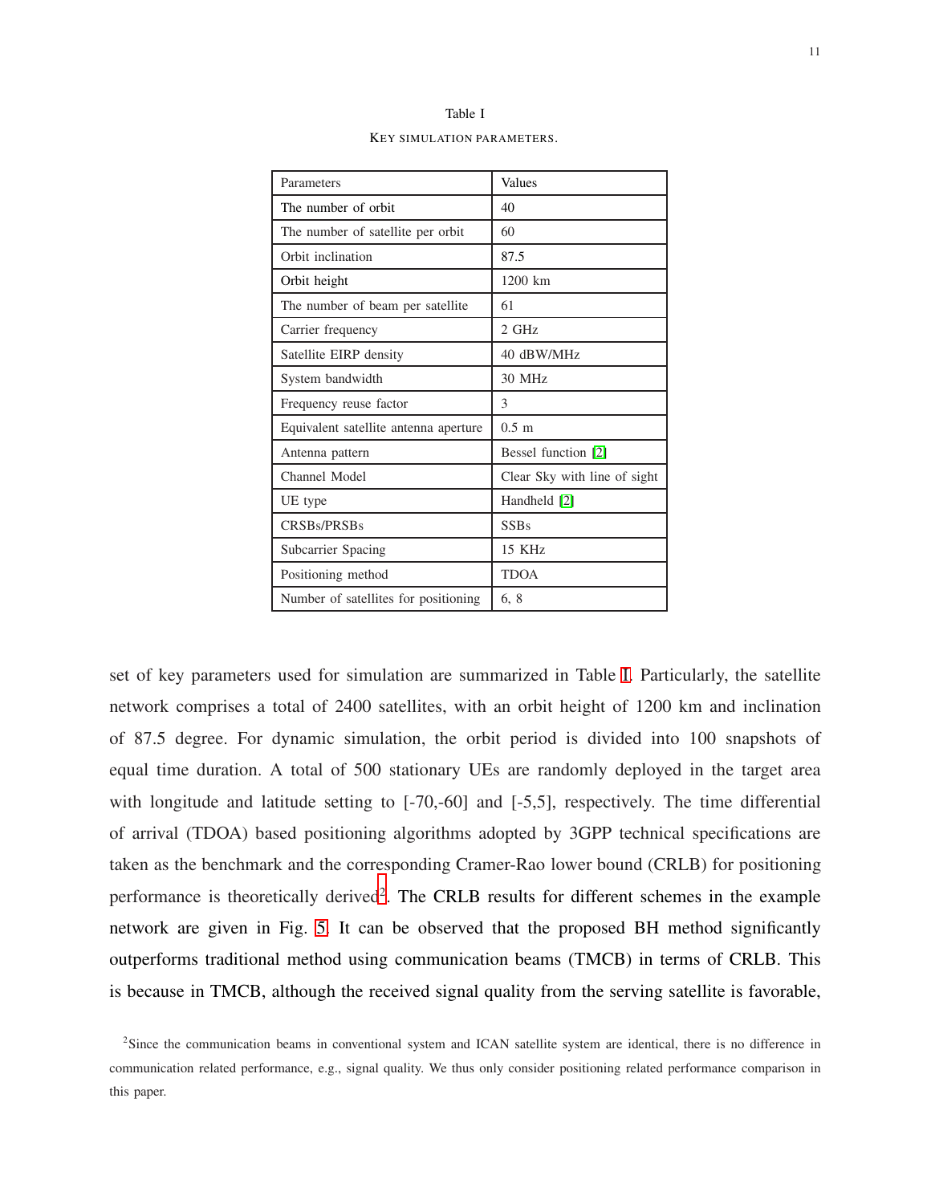Table I

KEY SIMULATION PARAMETERS.

| Parameters | Values |
|---|---|
| The number of orbit | 40 |
| The number of satellite per orbit | 60 |
| Orbit inclination | 87.5 |
| Orbit height | 1200 km |
| The number of beam per satellite | 61 |
| Carrier frequency | 2 GHz |
| Satellite EIRP density | 40 dBW/MHz |
| System bandwidth | 30 MHz |
| Frequency reuse factor | 3 |
| Equivalent satellite antenna aperture | 0.5 m |
| Antenna pattern | Bessel function [2] |
| Channel Model | Clear Sky with line of sight |
| UE type | Handheld [2] |
| CRSBs/PRSBs | SSBs |
| Subcarrier Spacing | 15 KHz |
| Positioning method | TDOA |
| Number of satellites for positioning | 6, 8 |

set of key parameters used for simulation are summarized in Table I. Particularly, the satellite network comprises a total of 2400 satellites, with an orbit height of 1200 km and inclination of 87.5 degree. For dynamic simulation, the orbit period is divided into 100 snapshots of equal time duration. A total of 500 stationary UEs are randomly deployed in the target area with longitude and latitude setting to [-70,-60] and [-5,5], respectively. The time differential of arrival (TDOA) based positioning algorithms adopted by 3GPP technical specifications are taken as the benchmark and the corresponding Cramer-Rao lower bound (CRLB) for positioning performance is theoretically derived[2]. The CRLB results for different schemes in the example network are given in Fig. 5. It can be observed that the proposed BH method significantly outperforms traditional method using communication beams (TMCB) in terms of CRLB. This is because in TMCB, although the received signal quality from the serving satellite is favorable,

[2]Since the communication beams in conventional system and ICAN satellite system are identical, there is no difference in communication related performance, e.g., signal quality. We thus only consider positioning related performance comparison in this paper.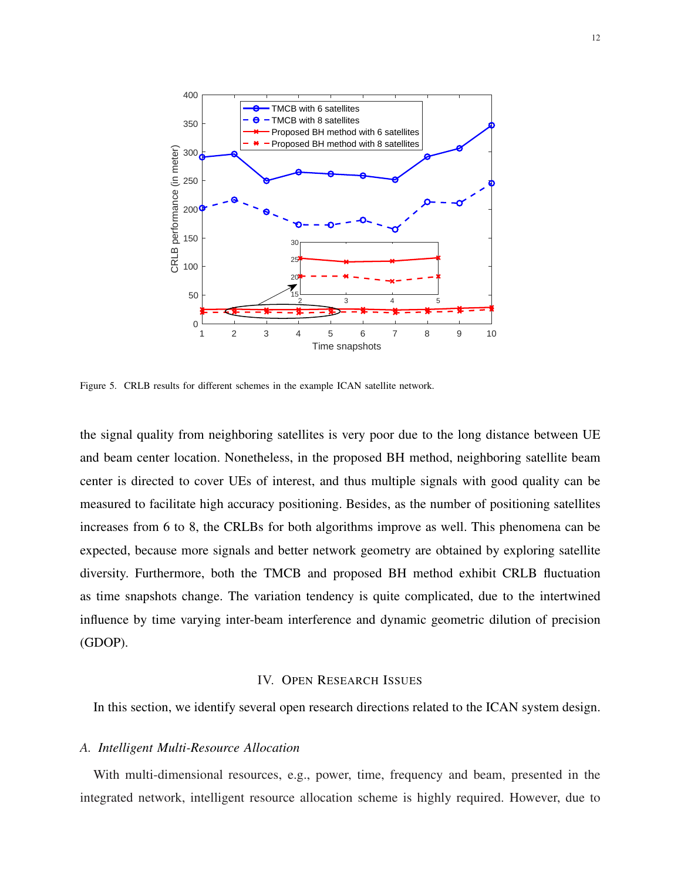Figure 5. CRLB results for different schemes in the example ICAN satellite network.

the signal quality from neighboring satellites is very poor due to the long distance between UE and beam center location. Nonetheless, in the proposed BH method, neighboring satellite beam center is directed to cover UEs of interest, and thus multiple signals with good quality can be measured to facilitate high accuracy positioning. Besides, as the number of positioning satellites increases from 6 to 8, the CRLBs for both algorithms improve as well. This phenomena can be expected, because more signals and better network geometry are obtained by exploring satellite diversity. Furthermore, both the TMCB and proposed BH method exhibit CRLB fluctuation as time snapshots change. The variation tendency is quite complicated, due to the intertwined influence by time varying inter-beam interference and dynamic geometric dilution of precision (GDOP).

## IV. Open Research Issues

In this section, we identify several open research directions related to the ICAN system design.

### *A. Intelligent Multi-Resource Allocation*

With multi-dimensional resources, e.g., power, time, frequency and beam, presented in the integrated network, intelligent resource allocation scheme is highly required. However, due to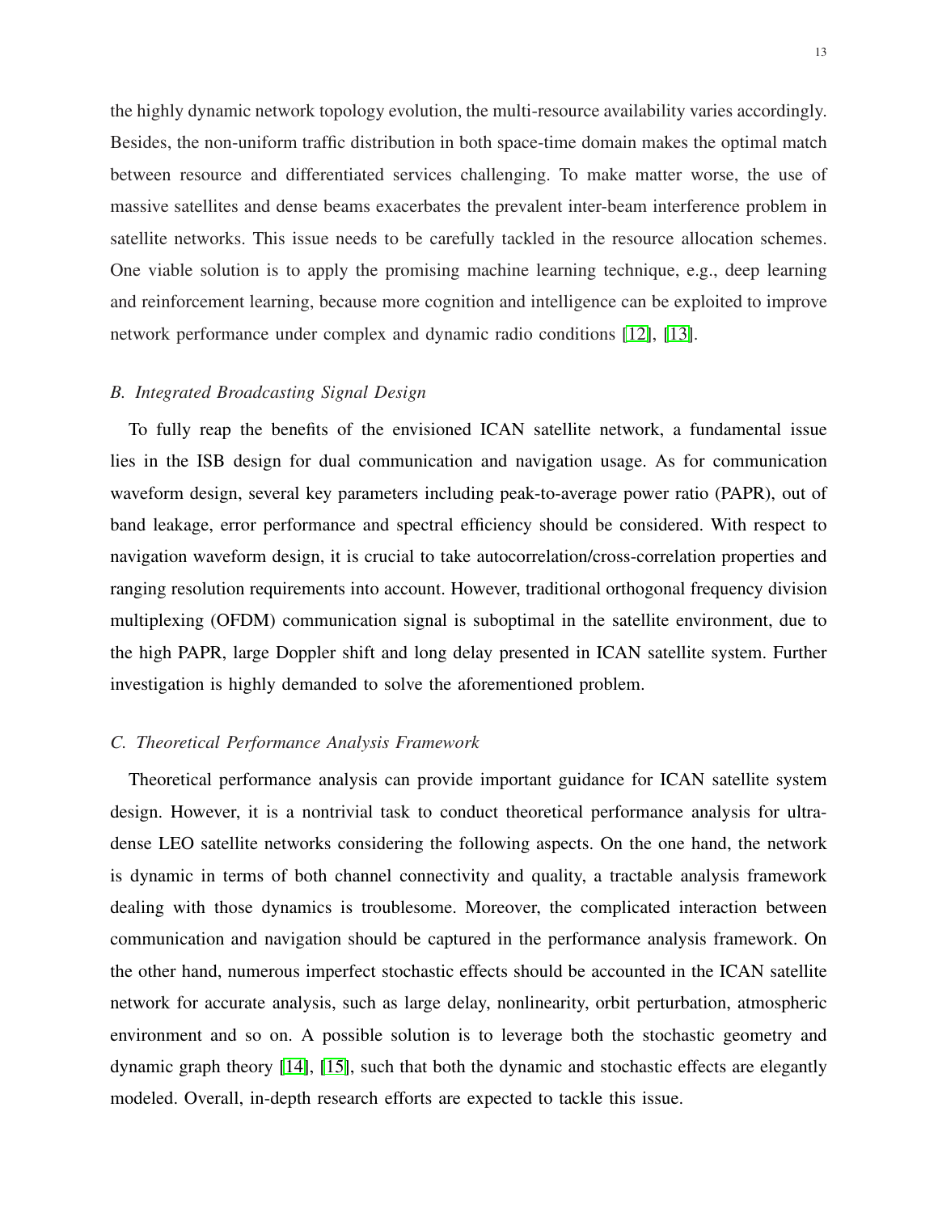the highly dynamic network topology evolution, the multi-resource availability varies accordingly. Besides, the non-uniform traffic distribution in both space-time domain makes the optimal match between resource and differentiated services challenging. To make matter worse, the use of massive satellites and dense beams exacerbates the prevalent inter-beam interference problem in satellite networks. This issue needs to be carefully tackled in the resource allocation schemes. One viable solution is to apply the promising machine learning technique, e.g., deep learning and reinforcement learning, because more cognition and intelligence can be exploited to improve network performance under complex and dynamic radio conditions [12], [13].

### *B. Integrated Broadcasting Signal Design*

To fully reap the benefits of the envisioned ICAN satellite network, a fundamental issue lies in the ISB design for dual communication and navigation usage. As for communication waveform design, several key parameters including peak-to-average power ratio (PAPR), out of band leakage, error performance and spectral efficiency should be considered. With respect to navigation waveform design, it is crucial to take autocorrelation/cross-correlation properties and ranging resolution requirements into account. However, traditional orthogonal frequency division multiplexing (OFDM) communication signal is suboptimal in the satellite environment, due to the high PAPR, large Doppler shift and long delay presented in ICAN satellite system. Further investigation is highly demanded to solve the aforementioned problem.

### *C. Theoretical Performance Analysis Framework*

Theoretical performance analysis can provide important guidance for ICAN satellite system design. However, it is a nontrivial task to conduct theoretical performance analysis for ultra-dense LEO satellite networks considering the following aspects. On the one hand, the network is dynamic in terms of both channel connectivity and quality, a tractable analysis framework dealing with those dynamics is troublesome. Moreover, the complicated interaction between communication and navigation should be captured in the performance analysis framework. On the other hand, numerous imperfect stochastic effects should be accounted in the ICAN satellite network for accurate analysis, such as large delay, nonlinearity, orbit perturbation, atmospheric environment and so on. A possible solution is to leverage both the stochastic geometry and dynamic graph theory [14], [15], such that both the dynamic and stochastic effects are elegantly modeled. Overall, in-depth research efforts are expected to tackle this issue.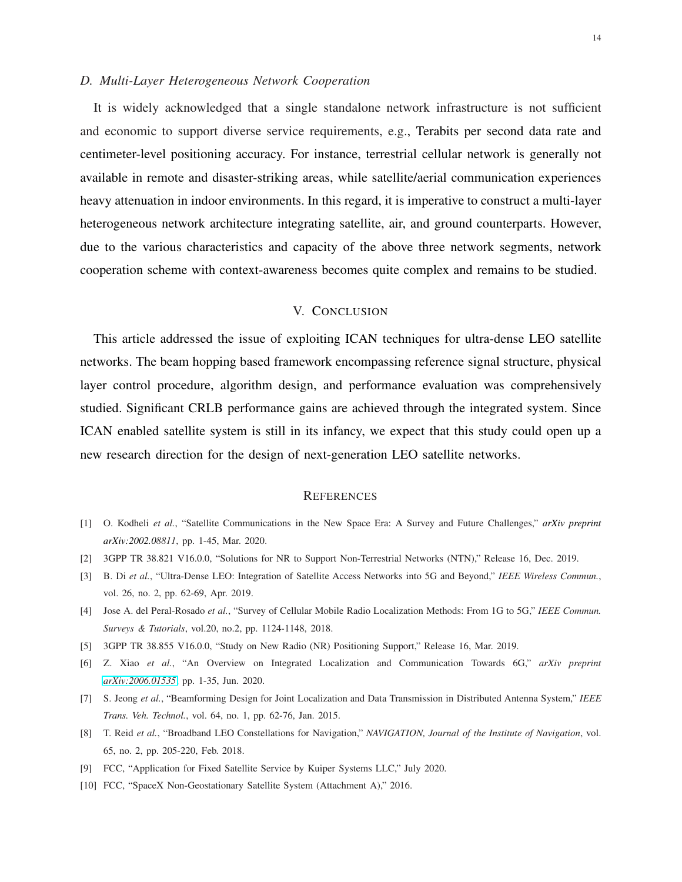### D. Multi-Layer Heterogeneous Network Cooperation

It is widely acknowledged that a single standalone network infrastructure is not sufficient and economic to support diverse service requirements, e.g., Terabits per second data rate and centimeter-level positioning accuracy. For instance, terrestrial cellular network is generally not available in remote and disaster-striking areas, while satellite/aerial communication experiences heavy attenuation in indoor environments. In this regard, it is imperative to construct a multi-layer heterogeneous network architecture integrating satellite, air, and ground counterparts. However, due to the various characteristics and capacity of the above three network segments, network cooperation scheme with context-awareness becomes quite complex and remains to be studied.

## V. Conclusion

This article addressed the issue of exploiting ICAN techniques for ultra-dense LEO satellite networks. The beam hopping based framework encompassing reference signal structure, physical layer control procedure, algorithm design, and performance evaluation was comprehensively studied. Significant CRLB performance gains are achieved through the integrated system. Since ICAN enabled satellite system is still in its infancy, we expect that this study could open up a new research direction for the design of next-generation LEO satellite networks.

## References

[1] O. Kodheli *et al.*, "Satellite Communications in the New Space Era: A Survey and Future Challenges," *arXiv preprint arXiv:2002.08811*, pp. 1-45, Mar. 2020.

[2] 3GPP TR 38.821 V16.0.0, "Solutions for NR to Support Non-Terrestrial Networks (NTN)," Release 16, Dec. 2019.

[3] B. Di *et al.*, "Ultra-Dense LEO: Integration of Satellite Access Networks into 5G and Beyond," *IEEE Wireless Commun.*, vol. 26, no. 2, pp. 62-69, Apr. 2019.

[4] Jose A. del Peral-Rosado *et al.*, "Survey of Cellular Mobile Radio Localization Methods: From 1G to 5G," *IEEE Commun. Surveys & Tutorials*, vol.20, no.2, pp. 1124-1148, 2018.

[5] 3GPP TR 38.855 V16.0.0, "Study on New Radio (NR) Positioning Support," Release 16, Mar. 2019.

[6] Z. Xiao *et al.*, "An Overview on Integrated Localization and Communication Towards 6G," *arXiv preprint arXiv:2006.01535*, pp. 1-35, Jun. 2020.

[7] S. Jeong *et al.*, "Beamforming Design for Joint Localization and Data Transmission in Distributed Antenna System," *IEEE Trans. Veh. Technol.*, vol. 64, no. 1, pp. 62-76, Jan. 2015.

[8] T. Reid *et al.*, "Broadband LEO Constellations for Navigation," *NAVIGATION, Journal of the Institute of Navigation*, vol. 65, no. 2, pp. 205-220, Feb. 2018.

[9] FCC, "Application for Fixed Satellite Service by Kuiper Systems LLC," July 2020.

[10] FCC, "SpaceX Non-Geostationary Satellite System (Attachment A)," 2016.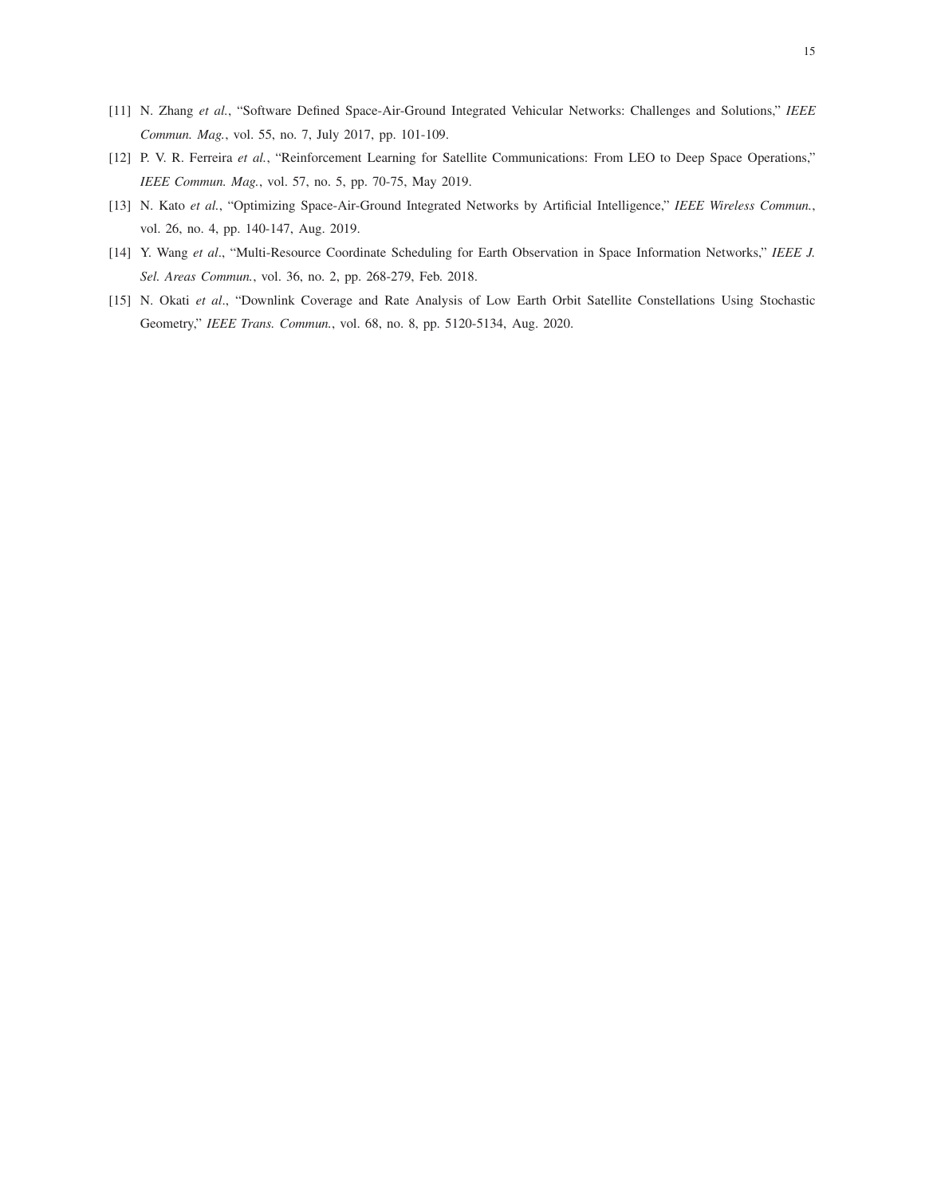[11] N. Zhang *et al.*, "Software Defined Space-Air-Ground Integrated Vehicular Networks: Challenges and Solutions," *IEEE Commun. Mag.*, vol. 55, no. 7, July 2017, pp. 101-109.

[12] P. V. R. Ferreira *et al.*, "Reinforcement Learning for Satellite Communications: From LEO to Deep Space Operations," *IEEE Commun. Mag.*, vol. 57, no. 5, pp. 70-75, May 2019.

[13] N. Kato *et al.*, "Optimizing Space-Air-Ground Integrated Networks by Artificial Intelligence," *IEEE Wireless Commun.*, vol. 26, no. 4, pp. 140-147, Aug. 2019.

[14] Y. Wang *et al*., "Multi-Resource Coordinate Scheduling for Earth Observation in Space Information Networks," *IEEE J. Sel. Areas Commun.*, vol. 36, no. 2, pp. 268-279, Feb. 2018.

[15] N. Okati *et al*., "Downlink Coverage and Rate Analysis of Low Earth Orbit Satellite Constellations Using Stochastic Geometry," *IEEE Trans. Commun.*, vol. 68, no. 8, pp. 5120-5134, Aug. 2020.